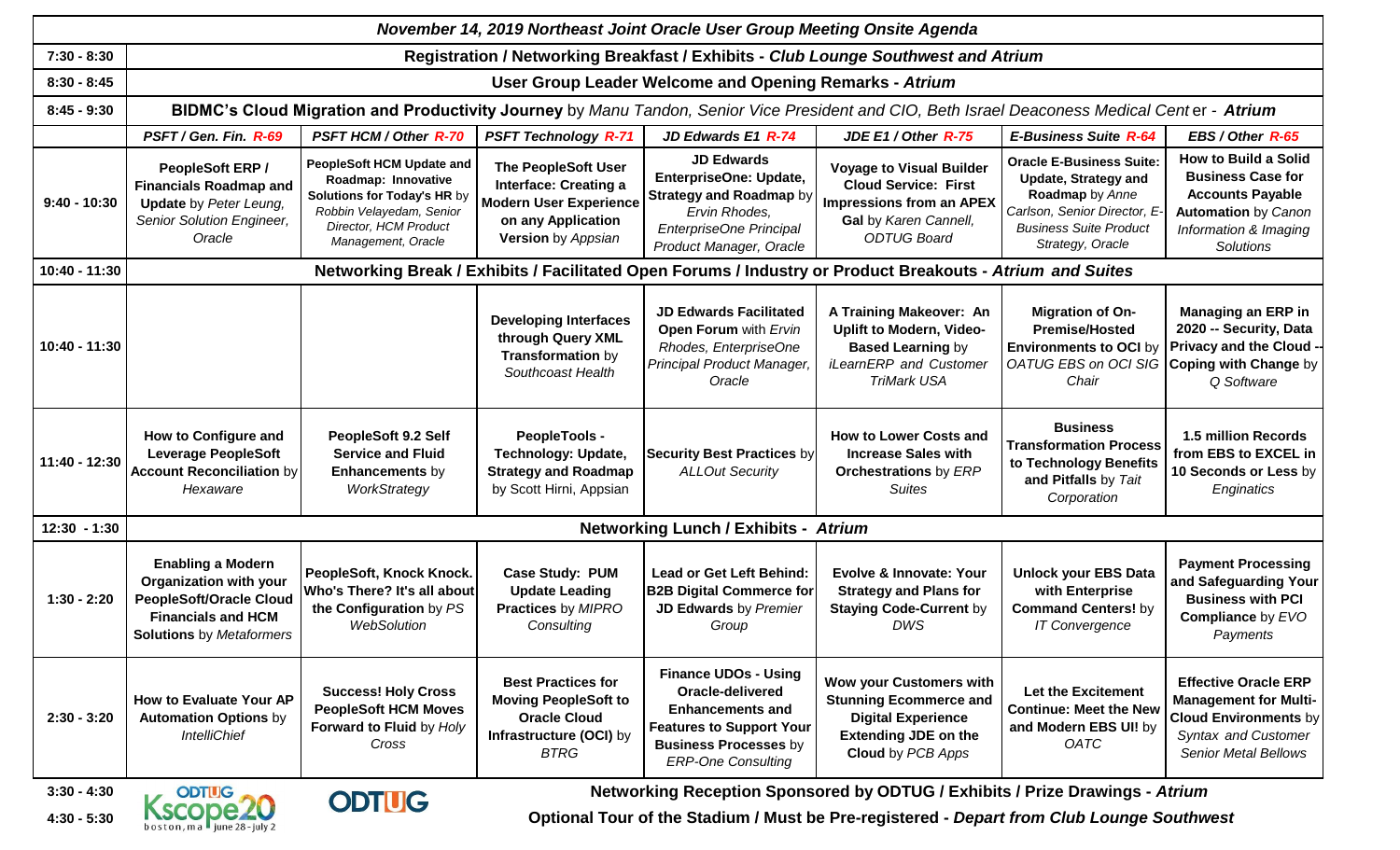| *November 14, 2019 Northeast Joint Oracle User Group Meeting Onsite Agenda* | | | | | | | |
|---|---|---|---|---|---|---|---|
| **7:30 - 8:30** | **Registration / Networking Breakfast / Exhibits - *Club Lounge Southwest and Atrium*** | | | | | | |
| **8:30 - 8:45** | **User Group Leader Welcome and Opening Remarks - *Atrium*** | | | | | | |
| **8:45 - 9:30** | **BIDMC's Cloud Migration and Productivity Journey** by *Manu Tandon, Senior Vice President and CIO, Beth Israel Deaconess Medical Cent*er - ***Atrium*** | | | | | | |
| | ***PSFT / Gen. Fin. R-69*** | ***PSFT HCM / Other R-70*** | ***PSFT Technology R-71*** | ***JD Edwards E1 R-74*** | ***JDE E1 / Other R-75*** | ***E-Business Suite R-64*** | ***EBS / Other R-65*** |
| **9:40 - 10:30** | **PeopleSoft ERP / Financials Roadmap and Update** by *Peter Leung, Senior Solution Engineer, Oracle* | **PeopleSoft HCM Update and Roadmap: Innovative Solutions for Today's HR** by *Robbin Velayedam, Senior Director, HCM Product Management, Oracle* | **The PeopleSoft User Interface: Creating a Modern User Experience on any Application Version** by *Appsian* | **JD Edwards EnterpriseOne: Update, Strategy and Roadmap** by *Ervin Rhodes, EnterpriseOne Principal Product Manager, Oracle* | **Voyage to Visual Builder Cloud Service: First Impressions from an APEX Gal** by *Karen Cannell, ODTUG Board* | **Oracle E-Business Suite: Update, Strategy and Roadmap** by *Anne Carlson, Senior Director, E-Business Suite Product Strategy, Oracle* | **How to Build a Solid Business Case for Accounts Payable Automation** by *Canon Information & Imaging Solutions* |
| **10:40 - 11:30** | **Networking Break / Exhibits / Facilitated Open Forums / Industry or Product Breakouts - *Atrium and Suites*** | | | | | | |
| **10:40 - 11:30** | | | **Developing Interfaces through Query XML Transformation** by *Southcoast Health* | **JD Edwards Facilitated Open Forum** with *Ervin Rhodes, EnterpriseOne Principal Product Manager, Oracle* | **A Training Makeover: An Uplift to Modern, Video-Based Learning** by *iLearnERP and Customer TriMark USA* | **Migration of On-Premise/Hosted Environments to OCI** by *OATUG EBS on OCI SIG Chair* | **Managing an ERP in 2020 -- Security, Data Privacy and the Cloud -- Coping with Change** by *Q Software* |
| **11:40 - 12:30** | **How to Configure and Leverage PeopleSoft Account Reconciliation** by *Hexaware* | **PeopleSoft 9.2 Self Service and Fluid Enhancements** by *WorkStrategy* | **PeopleTools - Technology: Update, Strategy and Roadmap** by Scott Hirni, Appsian | **Security Best Practices** by *ALLOut Security* | **How to Lower Costs and Increase Sales with Orchestrations** by *ERP Suites* | **Business Transformation Process to Technology Benefits and Pitfalls** by *Tait Corporation* | **1.5 million Records from EBS to EXCEL in 10 Seconds or Less** by *Enginatics* |
| **12:30 - 1:30** | **Networking Lunch / Exhibits - *Atrium*** | | | | | | |
| **1:30 - 2:20** | **Enabling a Modern Organization with your PeopleSoft/Oracle Cloud Financials and HCM Solutions** by *Metaformers* | **PeopleSoft, Knock Knock. Who's There? It's all about the Configuration** by *PS WebSolution* | **Case Study: PUM Update Leading Practices** by *MIPRO Consulting* | **Lead or Get Left Behind: B2B Digital Commerce for JD Edwards** by *Premier Group* | **Evolve & Innovate: Your Strategy and Plans for Staying Code-Current** by *DWS* | **Unlock your EBS Data with Enterprise Command Centers!** by *IT Convergence* | **Payment Processing and Safeguarding Your Business with PCI Compliance** by *EVO Payments* |
| **2:30 - 3:20** | **How to Evaluate Your AP Automation Options** by *IntelliChief* | **Success! Holy Cross PeopleSoft HCM Moves Forward to Fluid** by *Holy Cross* | **Best Practices for Moving PeopleSoft to Oracle Cloud Infrastructure (OCI)** by *BTRG* | **Finance UDOs - Using Oracle-delivered Enhancements and Features to Support Your Business Processes** by *ERP-One Consulting* | **Wow your Customers with Stunning Ecommerce and Digital Experience Extending JDE on the Cloud** by *PCB Apps* | **Let the Excitement Continue: Meet the New and Modern EBS UI!** by *OATC* | **Effective Oracle ERP Management for Multi-Cloud Environments** by *Syntax and Customer Senior Metal Bellows* |
| **3:30 - 4:30** | **Networking Reception Sponsored by ODTUG / Exhibits / Prize Drawings - *Atrium*** | | | | | | |
| **4:30 - 5:30** | **Optional Tour of the Stadium / Must be Pre-registered - *Depart from Club Lounge Southwest*** | | | | | | |

ODTUG Kscope20 boston, ma june 28 - july 2

ODTUG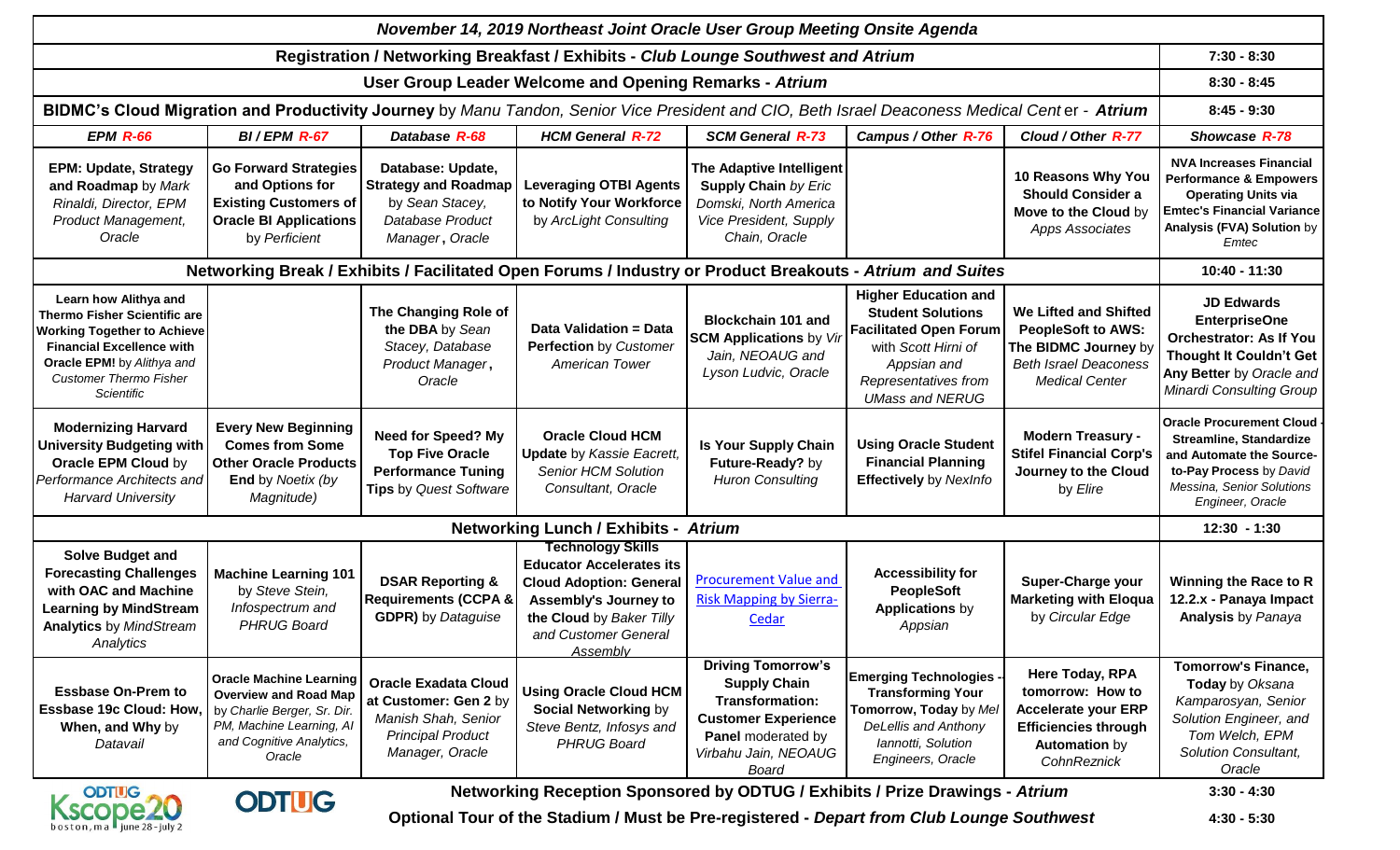# November 14, 2019 Northeast Joint Oracle User Group Meeting Onsite Agenda

| | | | | | | | | |
|---|---|---|---|---|---|---|---|---|
| **Registration / Networking Breakfast / Exhibits - *Club Lounge Southwest and Atrium*** | | | | | | | | **7:30 - 8:30** |
| **User Group Leader Welcome and Opening Remarks - *Atrium*** | | | | | | | | **8:30 - 8:45** |
| **BIDMC's Cloud Migration and Productivity Journey** by *Manu Tandon, Senior Vice President and CIO, Beth Israel Deaconess Medical Cent er* - ***Atrium*** | | | | | | | | **8:45 - 9:30** |
| ***EPM R-66*** | ***BI / EPM R-67*** | ***Database R-68*** | ***HCM General R-72*** | ***SCM General R-73*** | ***Campus / Other R-76*** | ***Cloud / Other R-77*** | ***Showcase R-78*** | |
| **EPM: Update, Strategy and Roadmap** by *Mark Rinaldi, Director, EPM Product Management, Oracle* | **Go Forward Strategies and Options for Existing Customers of Oracle BI Applications** by *Perficient* | **Database: Update, Strategy and Roadmap** by *Sean Stacey, Database Product Manager, Oracle* | **Leveraging OTBI Agents to Notify Your Workforce** by *ArcLight Consulting* | **The Adaptive Intelligent Supply Chain** by *Eric Domski, North America Vice President, Supply Chain, Oracle* | | **10 Reasons Why You Should Consider a Move to the Cloud** by *Apps Associates* | **NVA Increases Financial Performance & Empowers Operating Units via Emtec's Financial Variance Analysis (FVA) Solution** by *Emtec* | |
| **Networking Break / Exhibits / Facilitated Open Forums / Industry or Product Breakouts - *Atrium and Suites*** | | | | | | | | **10:40 - 11:30** |
| **Learn how Alithya and Thermo Fisher Scientific are Working Together to Achieve Financial Excellence with Oracle EPM!** by *Alithya and Customer Thermo Fisher Scientific* | | **The Changing Role of the DBA** by *Sean Stacey, Database Product Manager, Oracle* | **Data Validation = Data Perfection** by *Customer American Tower* | **Blockchain 101 and SCM Applications** by *Vir Jain, NEOAUG and Lyson Ludvic, Oracle* | **Higher Education and Student Solutions Facilitated Open Forum** with *Scott Hirni of Appsian and Representatives from UMass and NERUG* | **We Lifted and Shifted PeopleSoft to AWS: The BIDMC Journey** by *Beth Israel Deaconess Medical Center* | **JD Edwards EnterpriseOne Orchestrator: As If You Thought It Couldn't Get Any Better** by *Oracle and Minardi Consulting Group* | |
| **Modernizing Harvard University Budgeting with Oracle EPM Cloud** by *Performance Architects and Harvard University* | **Every New Beginning Comes from Some Other Oracle Products End** by *Noetix (by Magnitude)* | **Need for Speed? My Top Five Oracle Performance Tuning Tips** by *Quest Software* | **Oracle Cloud HCM Update** by *Kassie Eacrett, Senior HCM Solution Consultant, Oracle* | **Is Your Supply Chain Future-Ready?** by *Huron Consulting* | **Using Oracle Student Financial Planning Effectively** by *NexInfo* | **Modern Treasury - Stifel Financial Corp's Journey to the Cloud** by *Elire* | **Oracle Procurement Cloud - Streamline, Standardize and Automate the Source-to-Pay Process** by *David Messina, Senior Solutions Engineer, Oracle* | |
| **Networking Lunch / Exhibits - *Atrium*** | | | | | | | | **12:30 - 1:30** |
| **Solve Budget and Forecasting Challenges with OAC and Machine Learning by MindStream Analytics** by *MindStream Analytics* | **Machine Learning 101** by *Steve Stein, Infospectrum and PHRUG Board* | **DSAR Reporting & Requirements (CCPA & GDPR)** by *Dataguise* | **Technology Skills Educator Accelerates its Cloud Adoption: General Assembly's Journey to the Cloud** by *Baker Tilly and Customer General Assembly* | Procurement Value and Risk Mapping by Sierra-Cedar | **Accessibility for PeopleSoft Applications** by *Appsian* | **Super-Charge your Marketing with Eloqua** by *Circular Edge* | **Winning the Race to R 12.2.x - Panaya Impact Analysis** by *Panaya* | |
| **Essbase On-Prem to Essbase 19c Cloud: How, When, and Why** by *Datavail* | **Oracle Machine Learning Overview and Road Map** by *Charlie Berger, Sr. Dir. PM, Machine Learning, AI and Cognitive Analytics, Oracle* | **Oracle Exadata Cloud at Customer: Gen 2** by *Manish Shah, Senior Principal Product Manager, Oracle* | **Using Oracle Cloud HCM Social Networking** by *Steve Bentz, Infosys and PHRUG Board* | **Driving Tomorrow's Supply Chain Transformation: Customer Experience Panel** moderated by *Virbahu Jain, NEOAUG Board* | **Emerging Technologies - Transforming Your Tomorrow, Today** by *Mel DeLellis and Anthony Iannotti, Solution Engineers, Oracle* | **Here Today, RPA tomorrow: How to Accelerate your ERP Efficiencies through Automation** by *CohnReznick* | **Tomorrow's Finance, Today** by *Oksana Kamparosyan, Senior Solution Engineer, and Tom Welch, EPM Solution Consultant, Oracle* | |
| **Networking Reception Sponsored by ODTUG / Exhibits / Prize Drawings - *Atrium*** | | | | | | | | **3:30 - 4:30** |
| **Optional Tour of the Stadium / Must be Pre-registered - *Depart from Club Lounge Southwest*** | | | | | | | | **4:30 - 5:30** |

ODTUG Kscope20 boston, ma june 28 - july 2

ODTUG